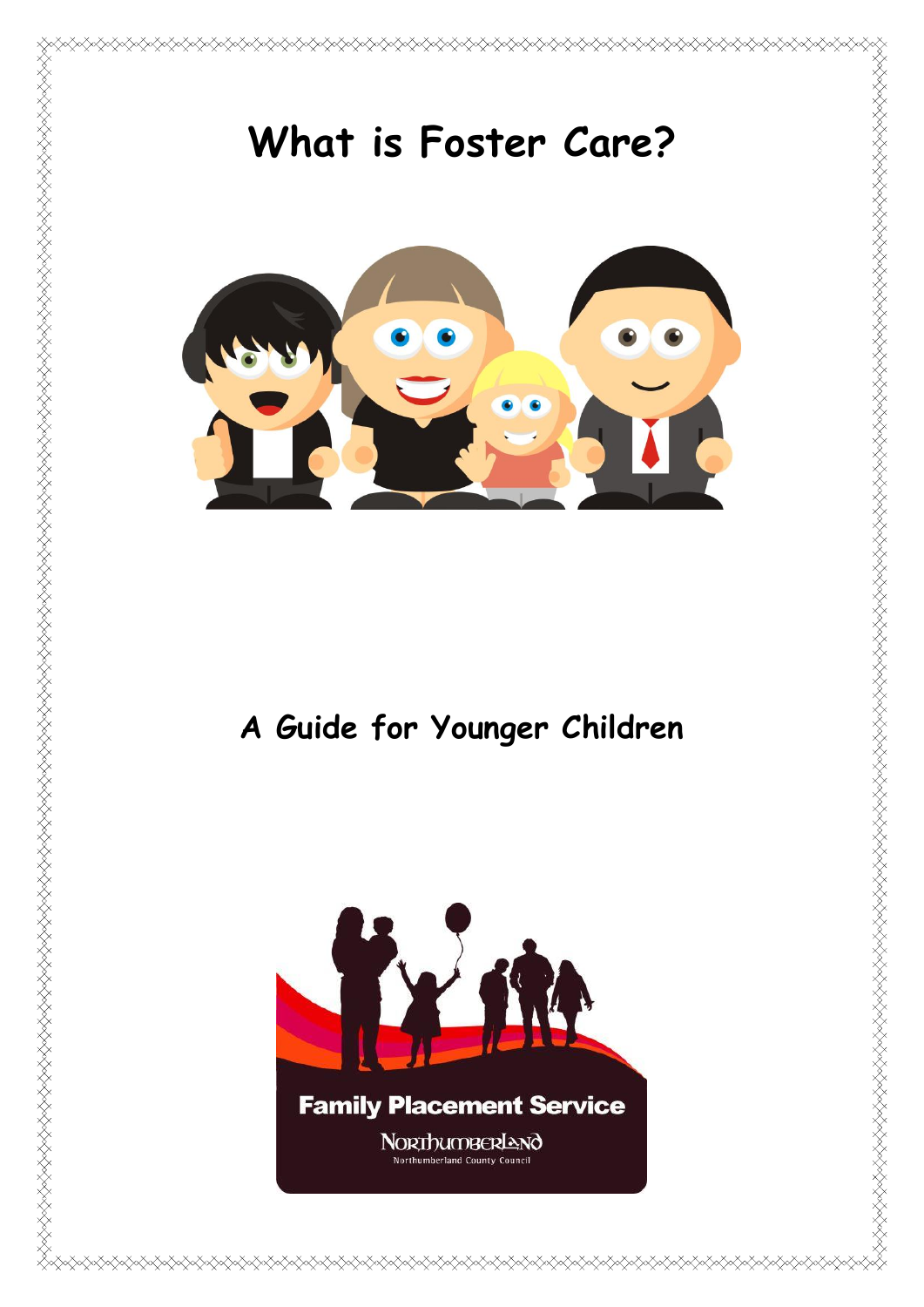# What is Foster Care?

## A Guide for Younger Children

Family Placement Service

Northumberland

Northumberland County Council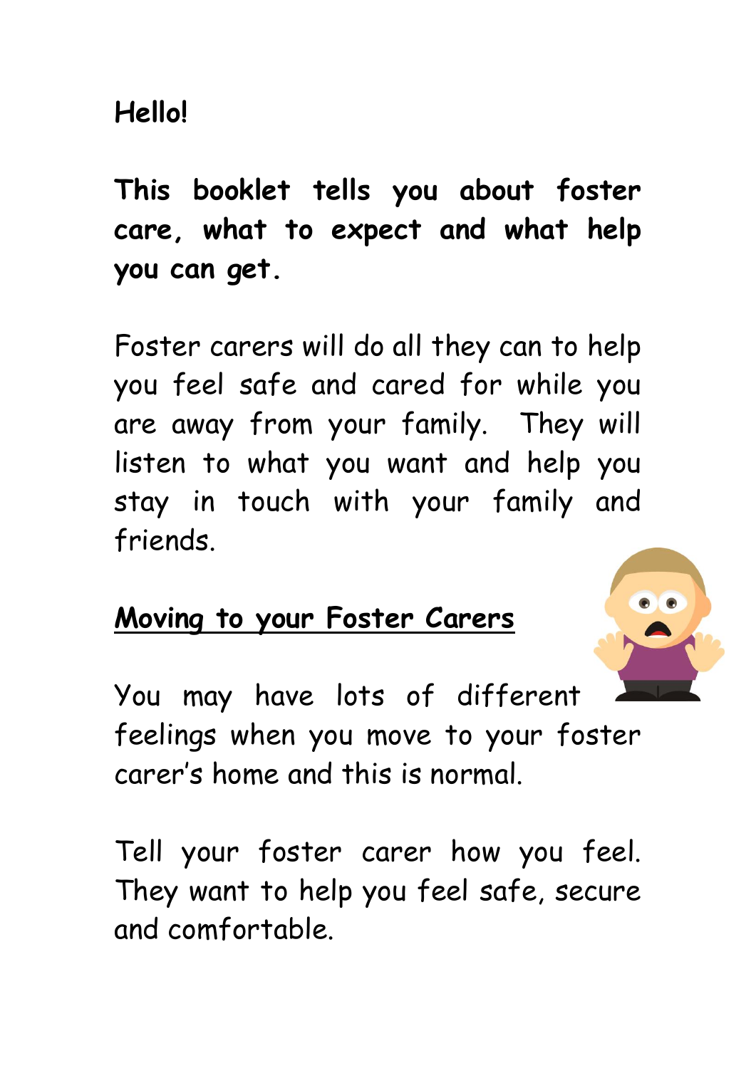**Hello!**

**This booklet tells you about foster care, what to expect and what help you can get.**

Foster carers will do all they can to help you feel safe and cared for while you are away from your family. They will listen to what you want and help you stay in touch with your family and friends.

## Moving to your Foster Carers

You may have lots of different feelings when you move to your foster carer's home and this is normal.

Tell your foster carer how you feel. They want to help you feel safe, secure and comfortable.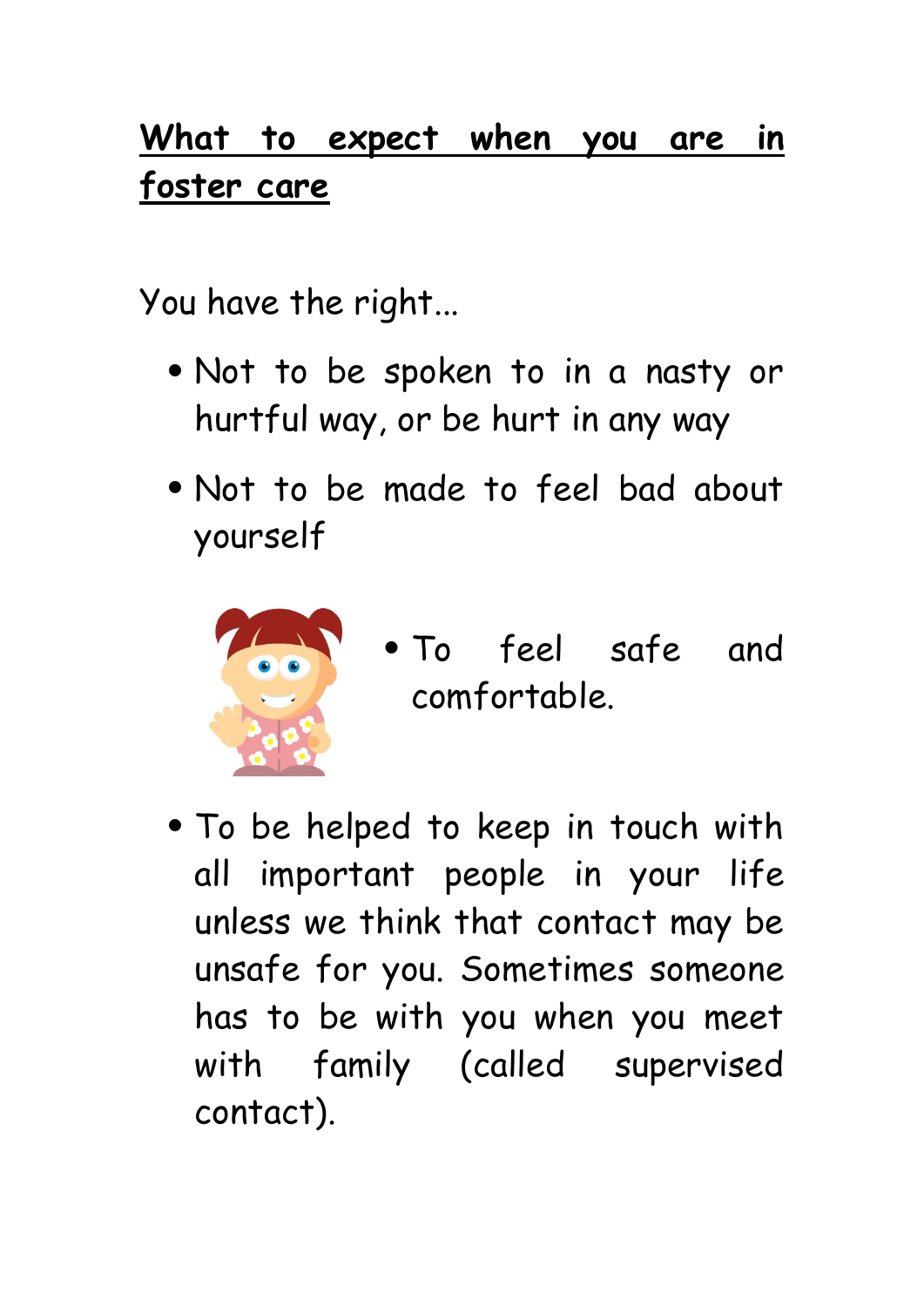## <u>What to expect when you are in foster care</u>

You have the right...

- Not to be spoken to in a nasty or hurtful way, or be hurt in any way
- Not to be made to feel bad about yourself
- To feel safe and comfortable.
- To be helped to keep in touch with all important people in your life unless we think that contact may be unsafe for you. Sometimes someone has to be with you when you meet with family (called supervised contact).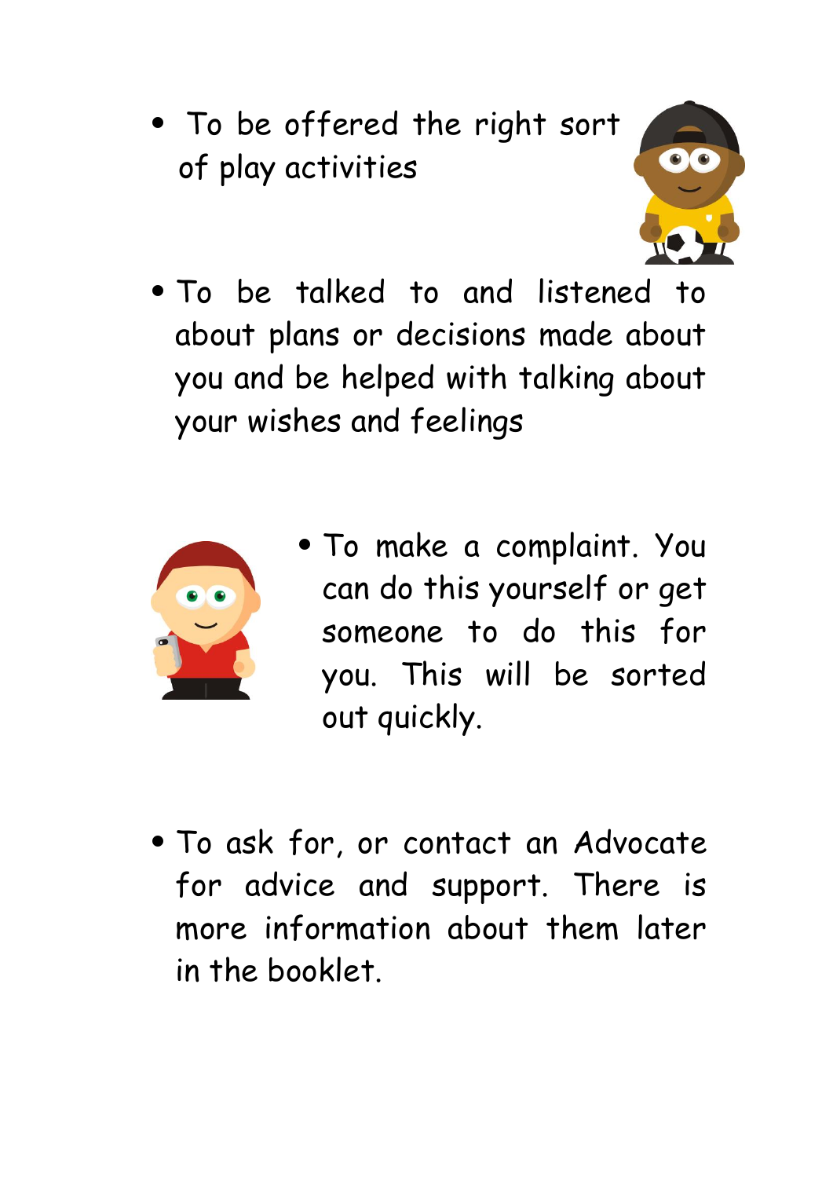- To be offered the right sort of play activities

- To be talked to and listened to about plans or decisions made about you and be helped with talking about your wishes and feelings

- To make a complaint. You can do this yourself or get someone to do this for you. This will be sorted out quickly.

- To ask for, or contact an Advocate for advice and support. There is more information about them later in the booklet.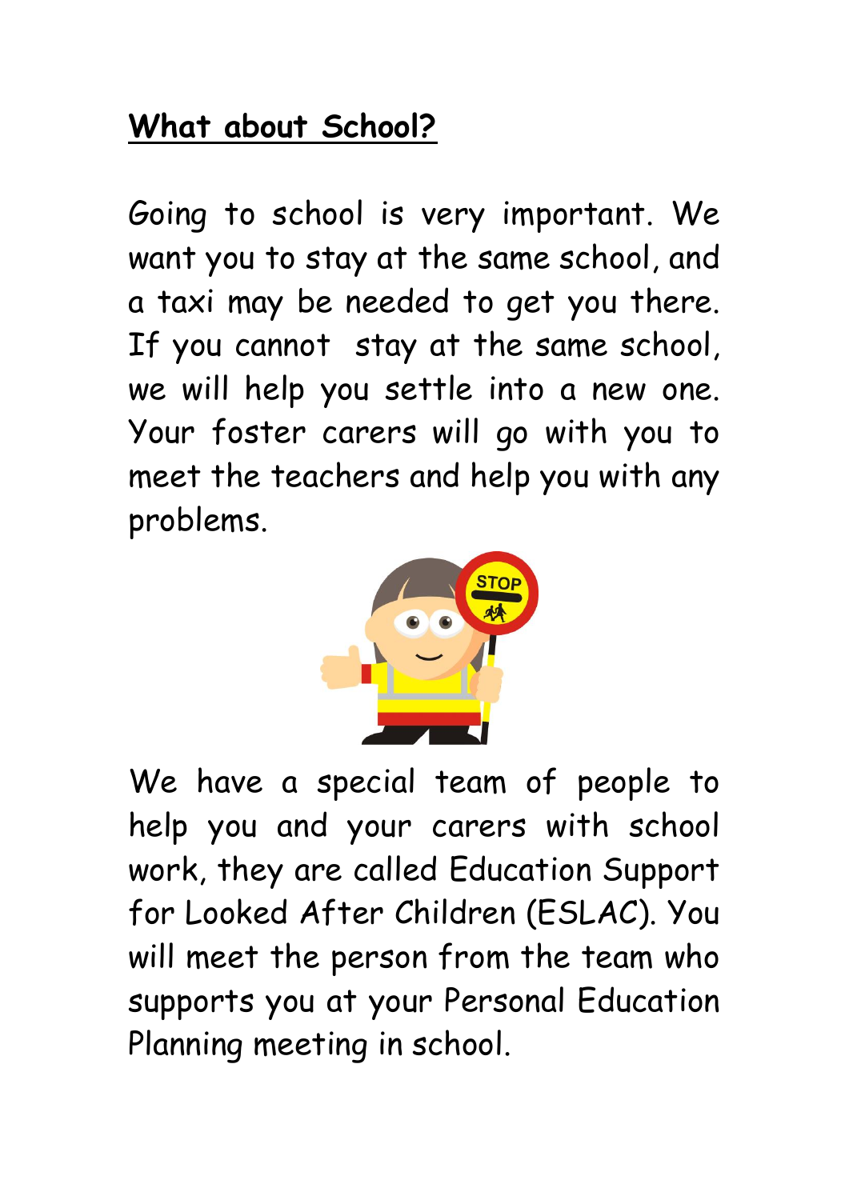## What about School?

Going to school is very important. We want you to stay at the same school, and a taxi may be needed to get you there. If you cannot stay at the same school, we will help you settle into a new one. Your foster carers will go with you to meet the teachers and help you with any problems.

We have a special team of people to help you and your carers with school work, they are called Education Support for Looked After Children (ESLAC). You will meet the person from the team who supports you at your Personal Education Planning meeting in school.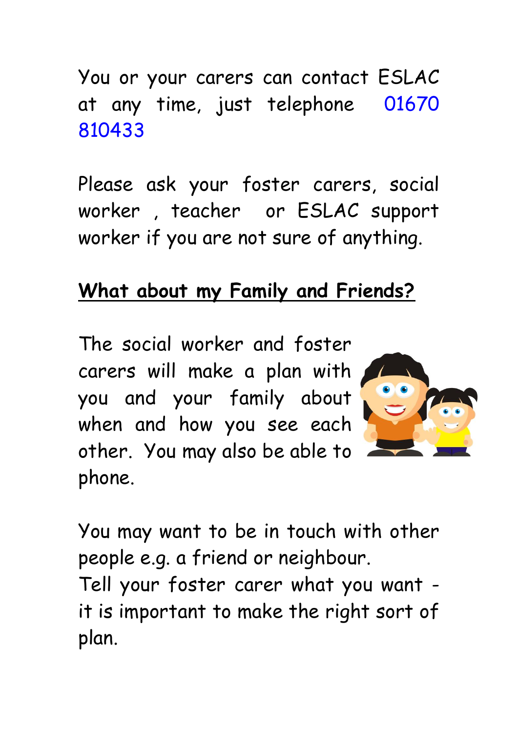You or your carers can contact ESLAC at any time, just telephone 01670 810433

Please ask your foster carers, social worker , teacher or ESLAC support worker if you are not sure of anything.

## What about my Family and Friends?

The social worker and foster carers will make a plan with you and your family about when and how you see each other. You may also be able to phone.

You may want to be in touch with other people e.g. a friend or neighbour.
Tell your foster carer what you want - it is important to make the right sort of plan.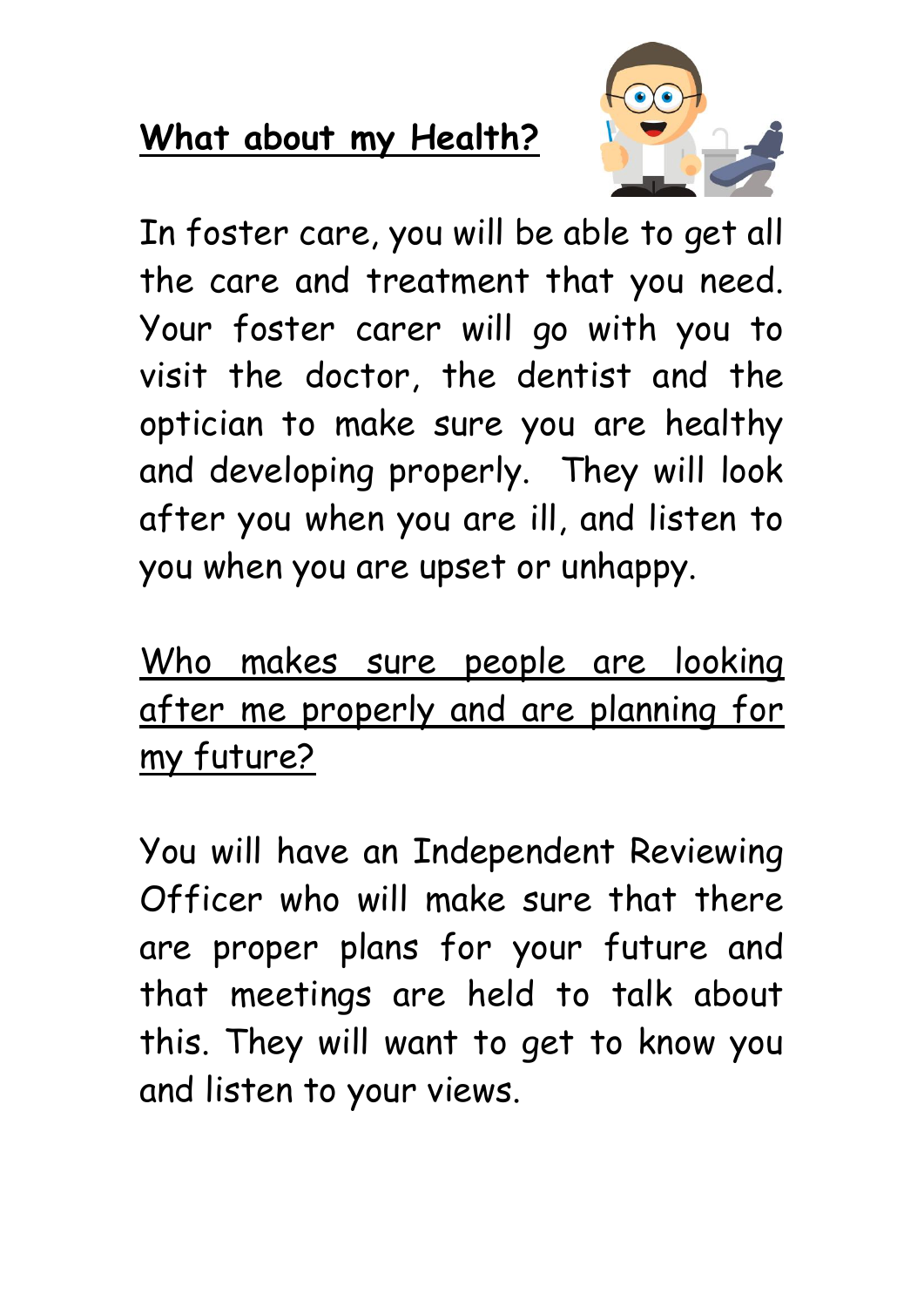## **What about my Health?**

In foster care, you will be able to get all the care and treatment that you need. Your foster carer will go with you to visit the doctor, the dentist and the optician to make sure you are healthy and developing properly. They will look after you when you are ill, and listen to you when you are upset or unhappy.

### Who makes sure people are looking after me properly and are planning for my future?

You will have an Independent Reviewing Officer who will make sure that there are proper plans for your future and that meetings are held to talk about this. They will want to get to know you and listen to your views.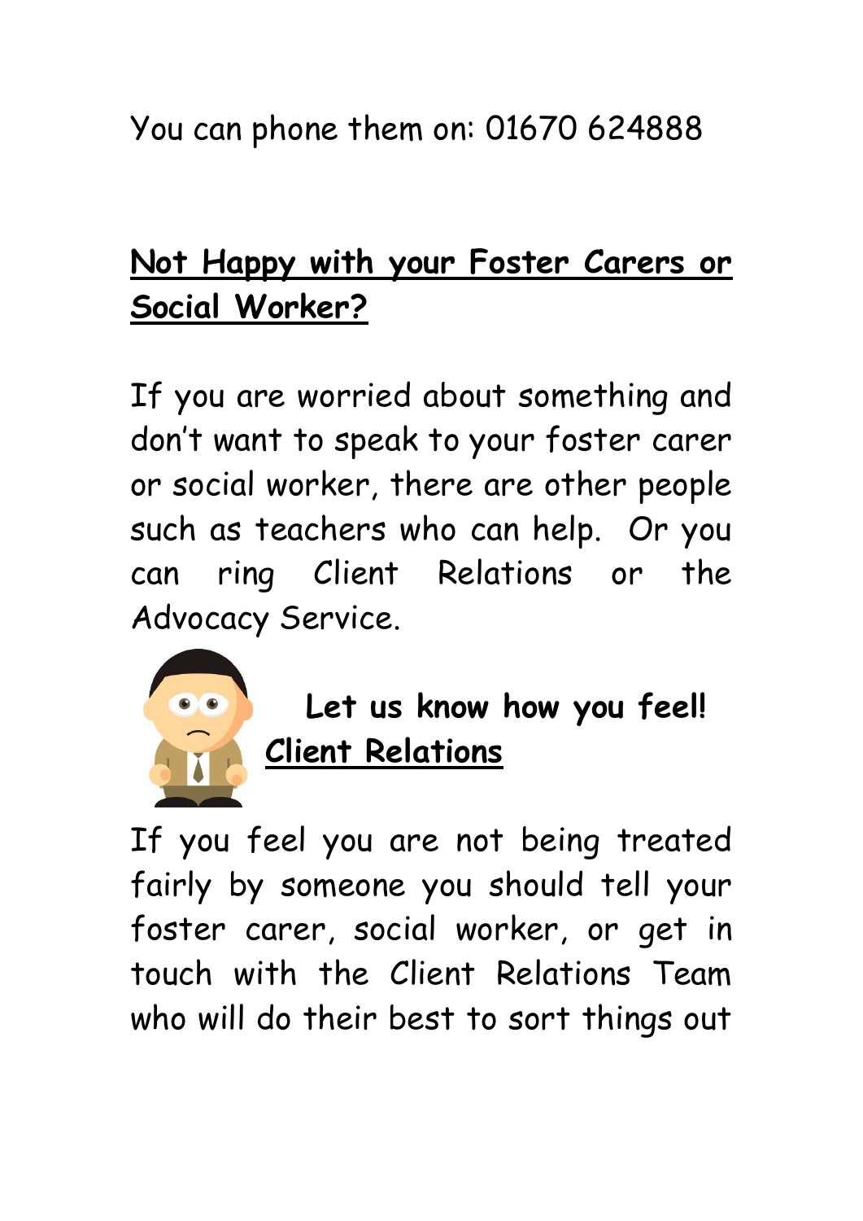You can phone them on: 01670 624888

## Not Happy with your Foster Carers or Social Worker?

If you are worried about something and don't want to speak to your foster carer or social worker, there are other people such as teachers who can help. Or you can ring Client Relations or the Advocacy Service.

**Let us know how you feel!**

## Client Relations

If you feel you are not being treated fairly by someone you should tell your foster carer, social worker, or get in touch with the Client Relations Team who will do their best to sort things out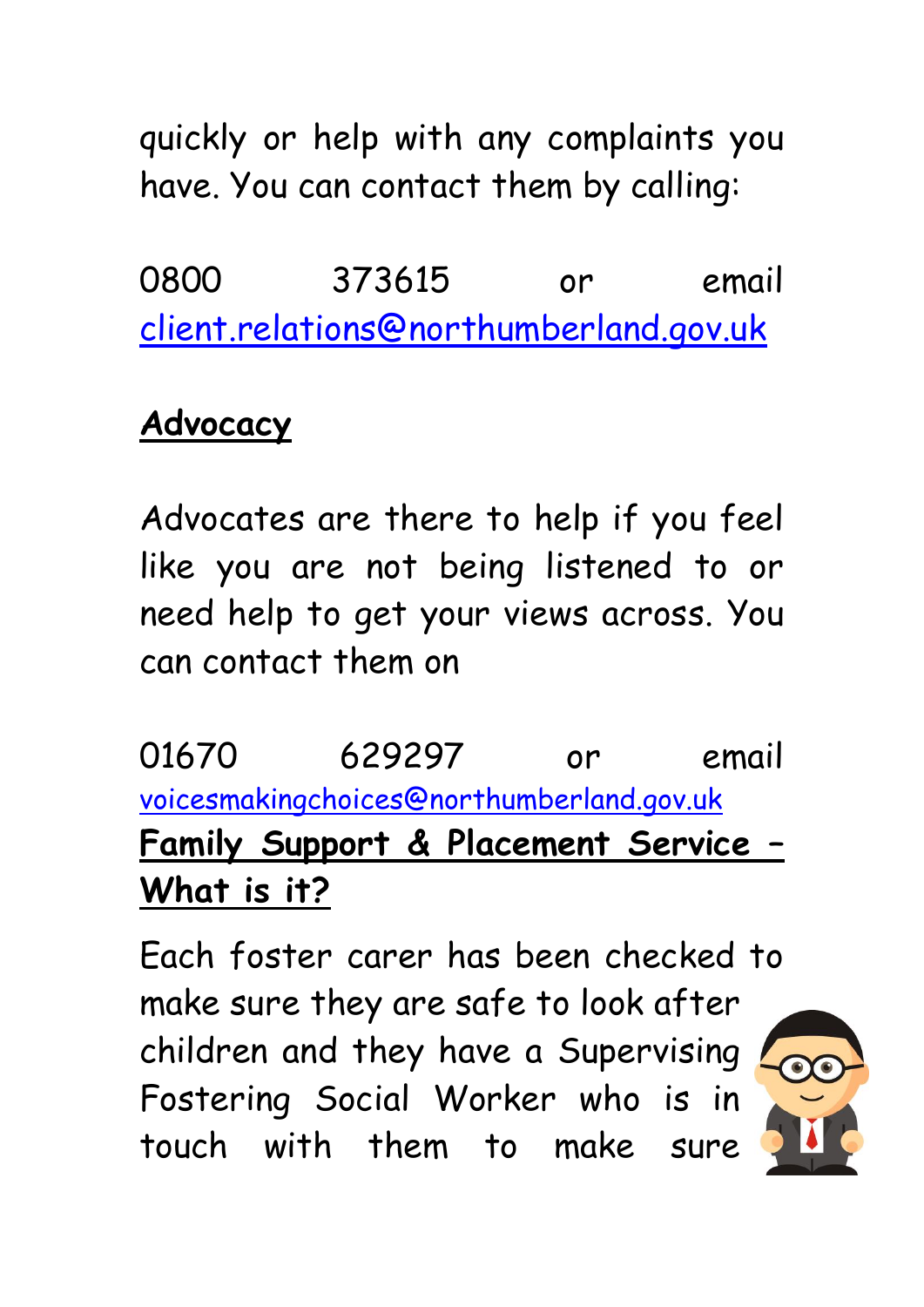quickly or help with any complaints you have. You can contact them by calling:

0800 373615 or email client.relations@northumberland.gov.uk

## Advocacy

Advocates are there to help if you feel like you are not being listened to or need help to get your views across. You can contact them on

01670 629297 or email voicesmakingchoices@northumberland.gov.uk

## Family Support & Placement Service – What is it?

Each foster carer has been checked to make sure they are safe to look after children and they have a Supervising Fostering Social Worker who is in touch with them to make sure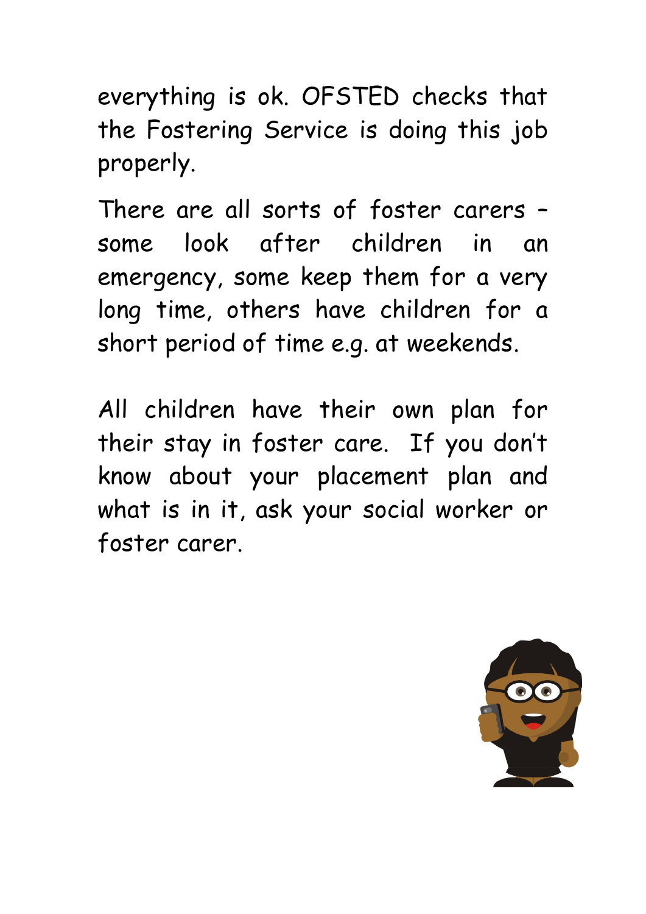everything is ok. OFSTED checks that the Fostering Service is doing this job properly.

There are all sorts of foster carers – some look after children in an emergency, some keep them for a very long time, others have children for a short period of time e.g. at weekends.

All children have their own plan for their stay in foster care. If you don't know about your placement plan and what is in it, ask your social worker or foster carer.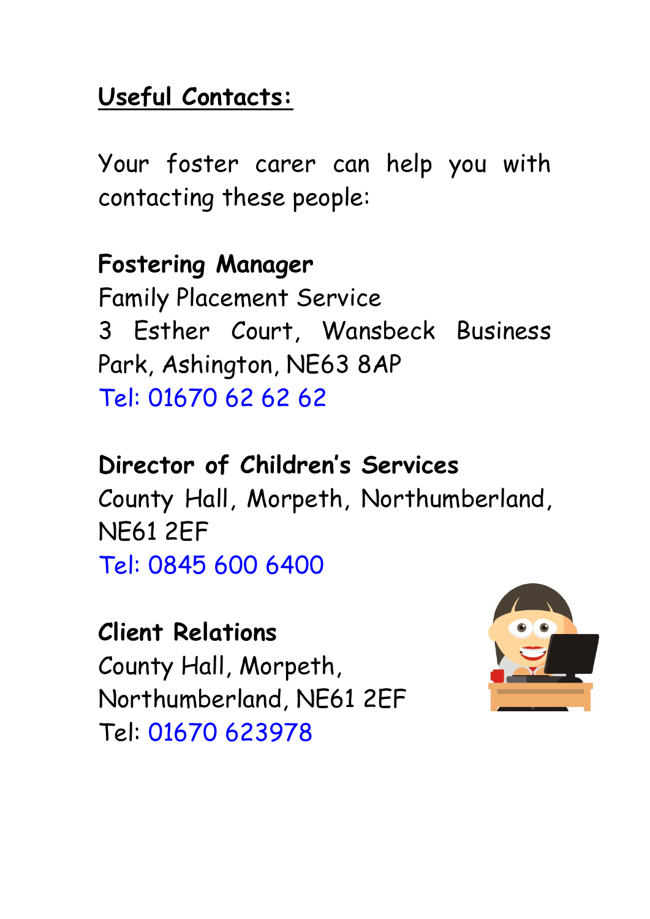## Useful Contacts:

Your foster carer can help you with contacting these people:

**Fostering Manager**
Family Placement Service
3 Esther Court, Wansbeck Business Park, Ashington, NE63 8AP
Tel: 01670 62 62 62

**Director of Children's Services**
County Hall, Morpeth, Northumberland, NE61 2EF
Tel: 0845 600 6400

**Client Relations**
County Hall, Morpeth,
Northumberland, NE61 2EF
Tel: 01670 623978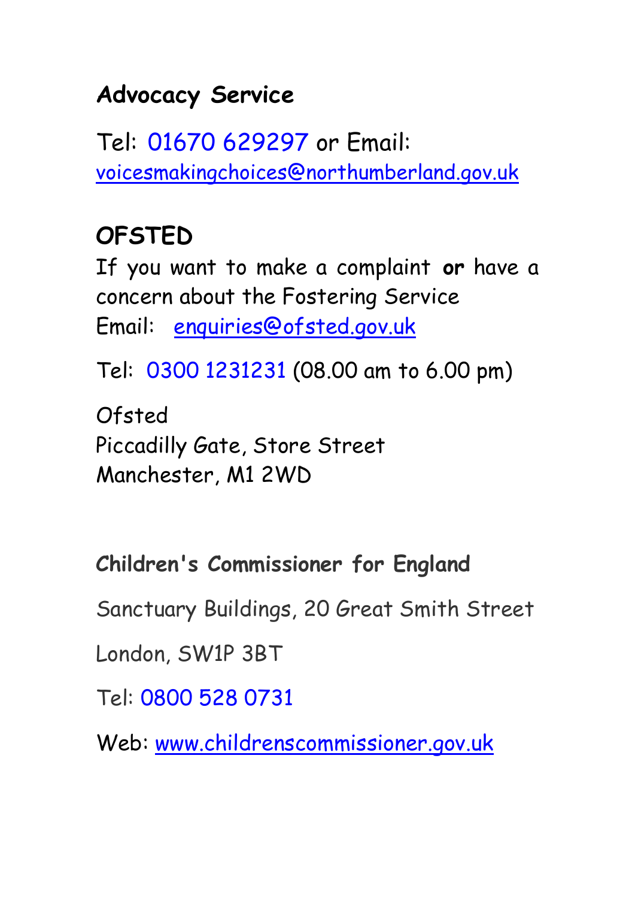## Advocacy Service

Tel: 01670 629297 or Email: voicesmakingchoices@northumberland.gov.uk

## OFSTED

If you want to make a complaint **or** have a concern about the Fostering Service
Email: enquiries@ofsted.gov.uk

Tel: 0300 1231231 (08.00 am to 6.00 pm)

Ofsted
Piccadilly Gate, Store Street
Manchester, M1 2WD

**Children's Commissioner for England**

Sanctuary Buildings, 20 Great Smith Street

London, SW1P 3BT

Tel: 0800 528 0731

Web: www.childrenscommissioner.gov.uk